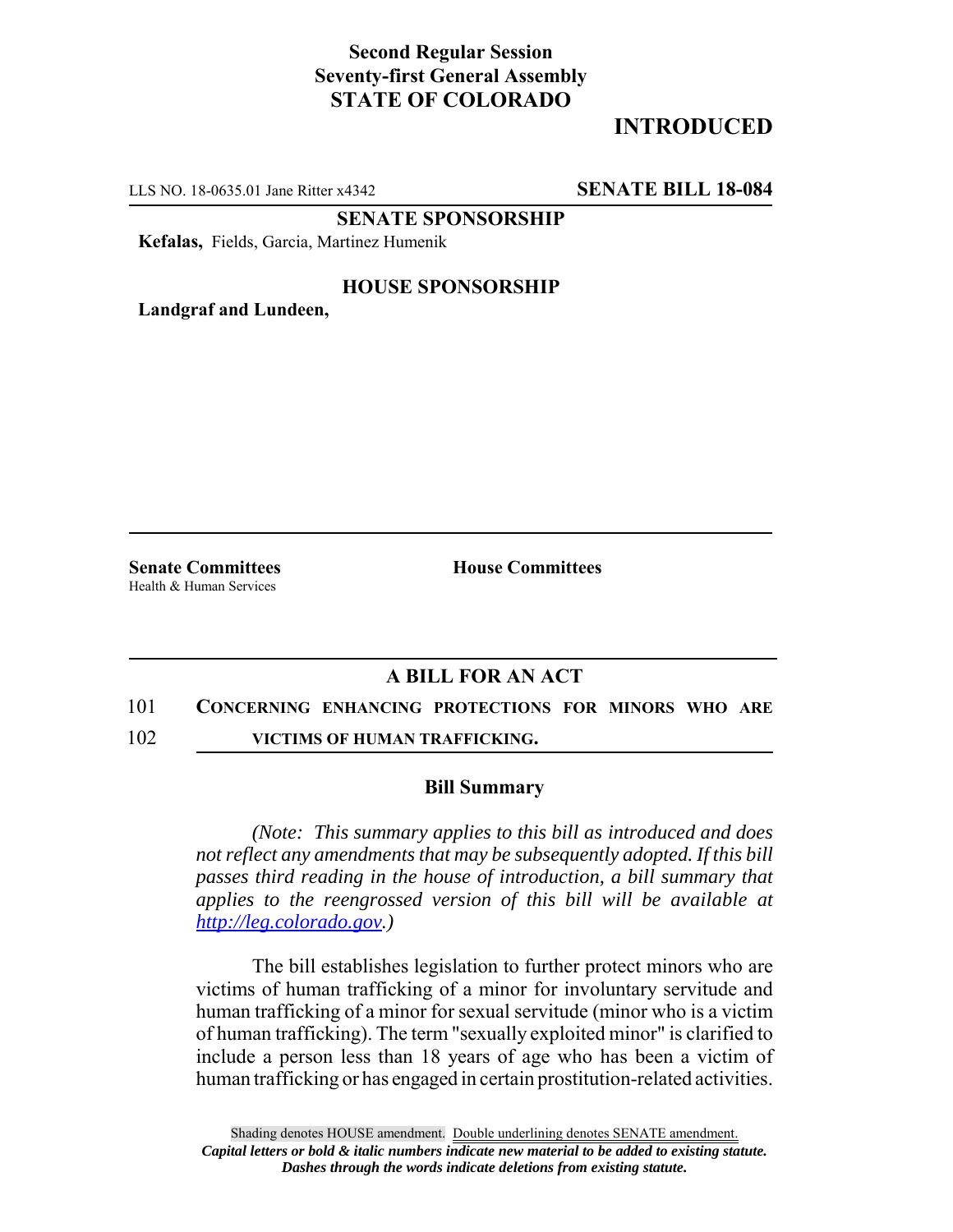**Second Regular Session**
**Seventy-first General Assembly**
**STATE OF COLORADO**

# INTRODUCED

LLS NO. 18-0635.01 Jane Ritter x4342 **SENATE BILL 18-084**

**SENATE SPONSORSHIP**

**Kefalas,** Fields, Garcia, Martinez Humenik

**HOUSE SPONSORSHIP**

**Landgraf and Lundeen,**

**Senate Committees**
Health & Human Services

**House Committees**

## A BILL FOR AN ACT

101 **CONCERNING ENHANCING PROTECTIONS FOR MINORS WHO ARE**
102 **VICTIMS OF HUMAN TRAFFICKING.**

### Bill Summary

*(Note: This summary applies to this bill as introduced and does not reflect any amendments that may be subsequently adopted. If this bill passes third reading in the house of introduction, a bill summary that applies to the reengrossed version of this bill will be available at http://leg.colorado.gov.)*

The bill establishes legislation to further protect minors who are victims of human trafficking of a minor for involuntary servitude and human trafficking of a minor for sexual servitude (minor who is a victim of human trafficking). The term "sexually exploited minor" is clarified to include a person less than 18 years of age who has been a victim of human trafficking or has engaged in certain prostitution-related activities.

Shading denotes HOUSE amendment. Double underlining denotes SENATE amendment.
*Capital letters or bold & italic numbers indicate new material to be added to existing statute.*
*Dashes through the words indicate deletions from existing statute.*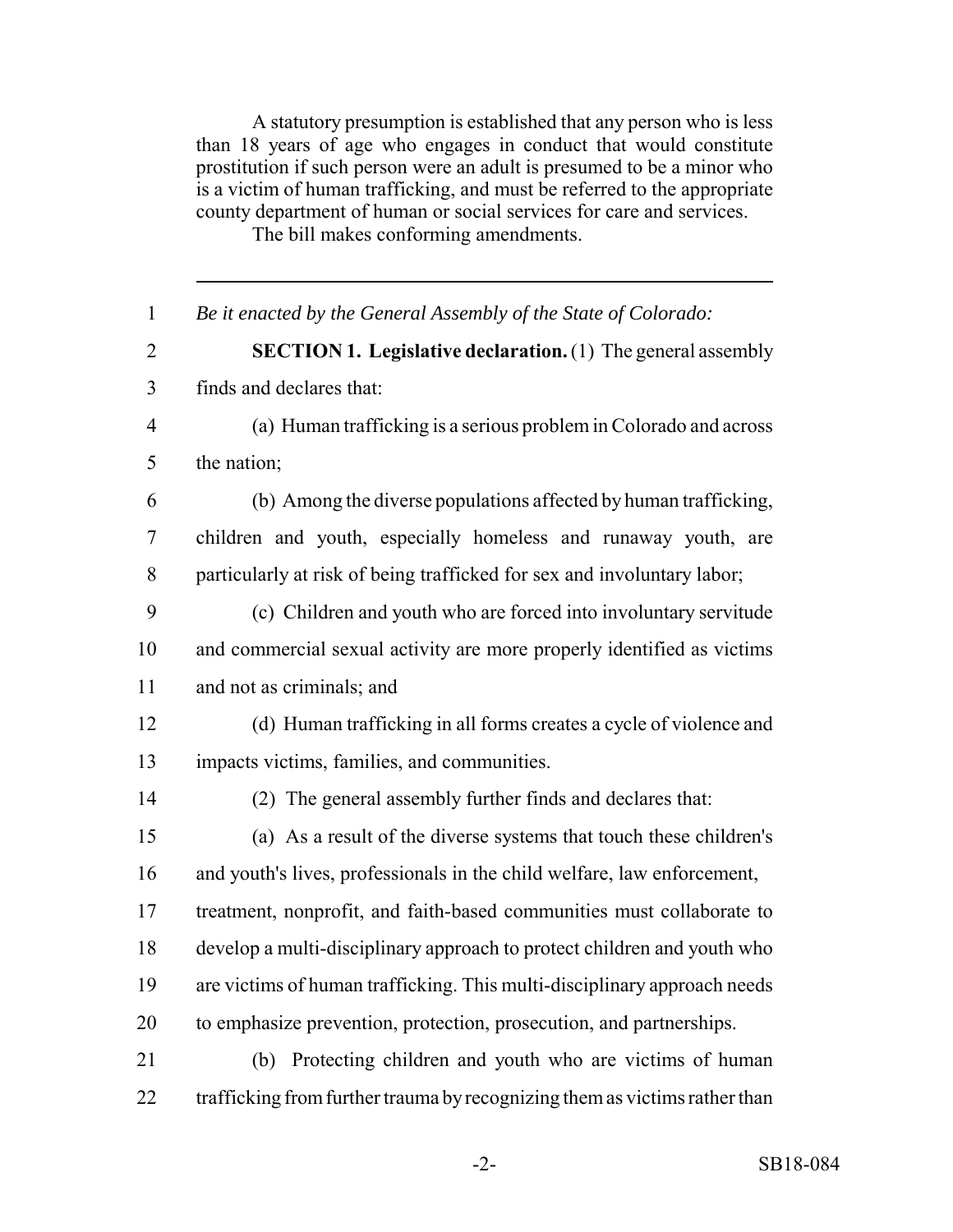A statutory presumption is established that any person who is less than 18 years of age who engages in conduct that would constitute prostitution if such person were an adult is presumed to be a minor who is a victim of human trafficking, and must be referred to the appropriate county department of human or social services for care and services.

The bill makes conforming amendments.

---

1 *Be it enacted by the General Assembly of the State of Colorado:*

2 **SECTION 1. Legislative declaration.** (1) The general assembly
3 finds and declares that:

4 (a) Human trafficking is a serious problem in Colorado and across
5 the nation;

6 (b) Among the diverse populations affected by human trafficking,
7 children and youth, especially homeless and runaway youth, are
8 particularly at risk of being trafficked for sex and involuntary labor;

9 (c) Children and youth who are forced into involuntary servitude
10 and commercial sexual activity are more properly identified as victims
11 and not as criminals; and

12 (d) Human trafficking in all forms creates a cycle of violence and
13 impacts victims, families, and communities.

14 (2) The general assembly further finds and declares that:

15 (a) As a result of the diverse systems that touch these children's
16 and youth's lives, professionals in the child welfare, law enforcement,
17 treatment, nonprofit, and faith-based communities must collaborate to
18 develop a multi-disciplinary approach to protect children and youth who
19 are victims of human trafficking. This multi-disciplinary approach needs
20 to emphasize prevention, protection, prosecution, and partnerships.

21 (b) Protecting children and youth who are victims of human
22 trafficking from further trauma by recognizing them as victims rather than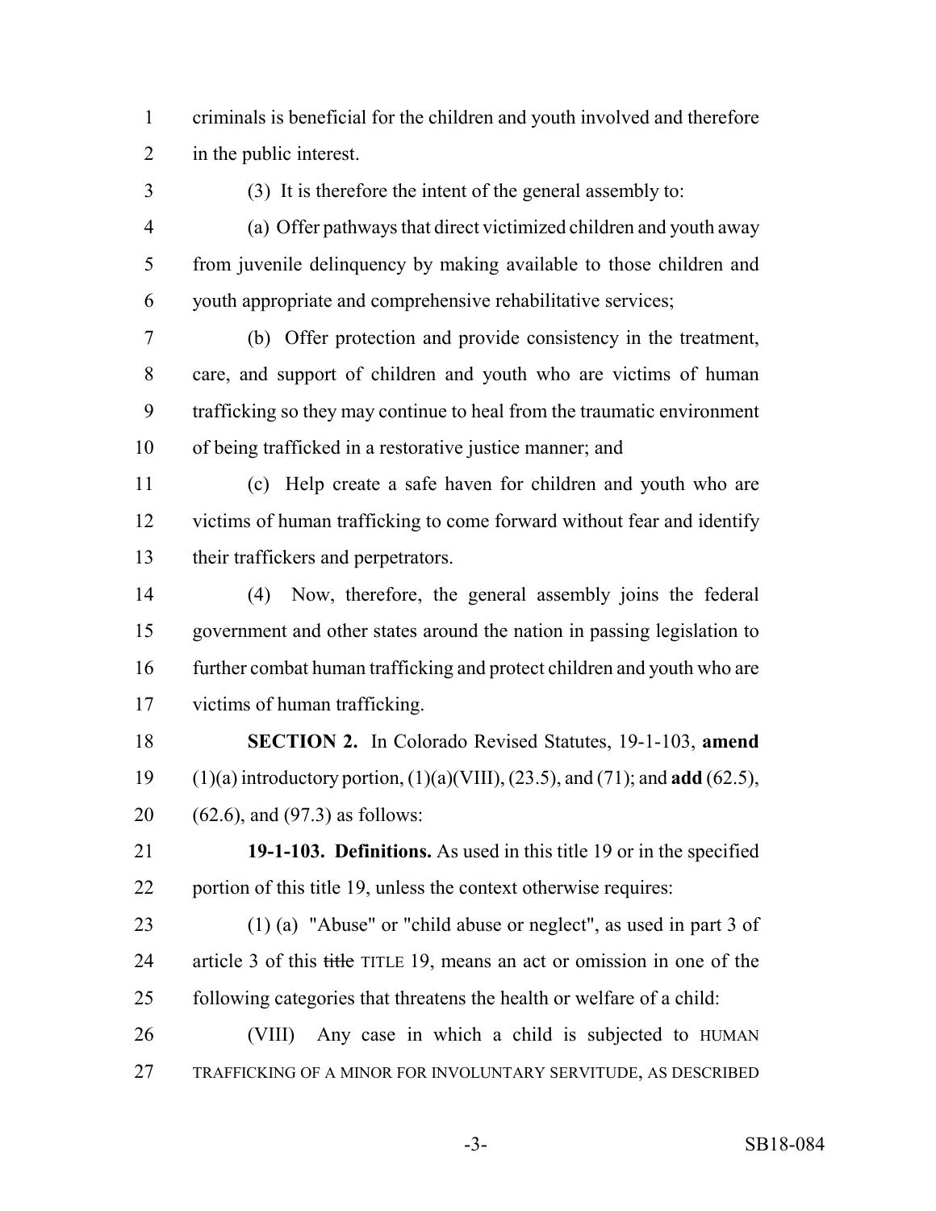criminals is beneficial for the children and youth involved and therefore in the public interest.

(3) It is therefore the intent of the general assembly to:

(a) Offer pathways that direct victimized children and youth away from juvenile delinquency by making available to those children and youth appropriate and comprehensive rehabilitative services;

(b) Offer protection and provide consistency in the treatment, care, and support of children and youth who are victims of human trafficking so they may continue to heal from the traumatic environment of being trafficked in a restorative justice manner; and

(c) Help create a safe haven for children and youth who are victims of human trafficking to come forward without fear and identify their traffickers and perpetrators.

(4) Now, therefore, the general assembly joins the federal government and other states around the nation in passing legislation to further combat human trafficking and protect children and youth who are victims of human trafficking.

**SECTION 2.** In Colorado Revised Statutes, 19-1-103, **amend** (1)(a) introductory portion, (1)(a)(VIII), (23.5), and (71); and **add** (62.5), (62.6), and (97.3) as follows:

**19-1-103. Definitions.** As used in this title 19 or in the specified portion of this title 19, unless the context otherwise requires:

(1) (a) "Abuse" or "child abuse or neglect", as used in part 3 of article 3 of this ~~title~~ TITLE 19, means an act or omission in one of the following categories that threatens the health or welfare of a child:

(VIII) Any case in which a child is subjected to HUMAN TRAFFICKING OF A MINOR FOR INVOLUNTARY SERVITUDE, AS DESCRIBED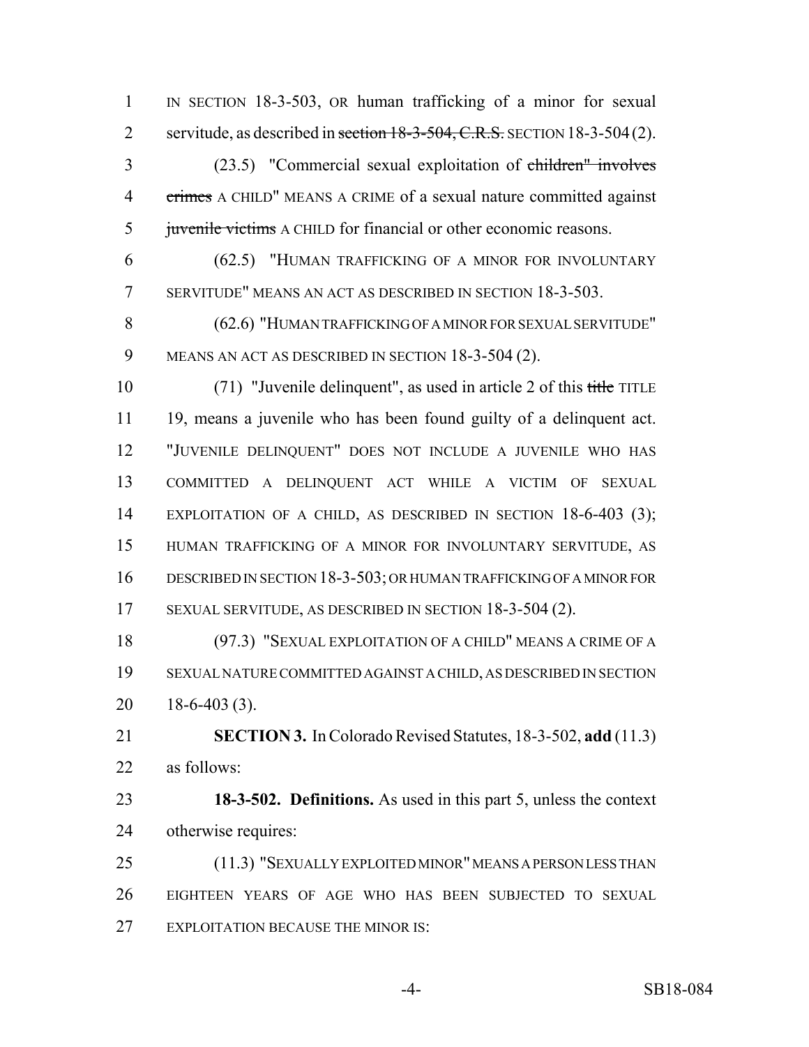IN SECTION 18-3-503, OR human trafficking of a minor for sexual servitude, as described in ~~section 18-3-504, C.R.S.~~ SECTION 18-3-504 (2).

(23.5) "Commercial sexual exploitation of ~~children" involves crimes~~ A CHILD" MEANS A CRIME of a sexual nature committed against ~~juvenile victims~~ A CHILD for financial or other economic reasons.

(62.5) "HUMAN TRAFFICKING OF A MINOR FOR INVOLUNTARY SERVITUDE" MEANS AN ACT AS DESCRIBED IN SECTION 18-3-503.

(62.6) "HUMAN TRAFFICKING OF A MINOR FOR SEXUAL SERVITUDE" MEANS AN ACT AS DESCRIBED IN SECTION 18-3-504 (2).

(71) "Juvenile delinquent", as used in article 2 of this ~~title~~ TITLE 19, means a juvenile who has been found guilty of a delinquent act. "JUVENILE DELINQUENT" DOES NOT INCLUDE A JUVENILE WHO HAS COMMITTED A DELINQUENT ACT WHILE A VICTIM OF SEXUAL EXPLOITATION OF A CHILD, AS DESCRIBED IN SECTION 18-6-403 (3); HUMAN TRAFFICKING OF A MINOR FOR INVOLUNTARY SERVITUDE, AS DESCRIBED IN SECTION 18-3-503; OR HUMAN TRAFFICKING OF A MINOR FOR SEXUAL SERVITUDE, AS DESCRIBED IN SECTION 18-3-504 (2).

(97.3) "SEXUAL EXPLOITATION OF A CHILD" MEANS A CRIME OF A SEXUAL NATURE COMMITTED AGAINST A CHILD, AS DESCRIBED IN SECTION 18-6-403 (3).

**SECTION 3.** In Colorado Revised Statutes, 18-3-502, **add** (11.3) as follows:

**18-3-502. Definitions.** As used in this part 5, unless the context otherwise requires:

(11.3) "SEXUALLY EXPLOITED MINOR" MEANS A PERSON LESS THAN EIGHTEEN YEARS OF AGE WHO HAS BEEN SUBJECTED TO SEXUAL EXPLOITATION BECAUSE THE MINOR IS: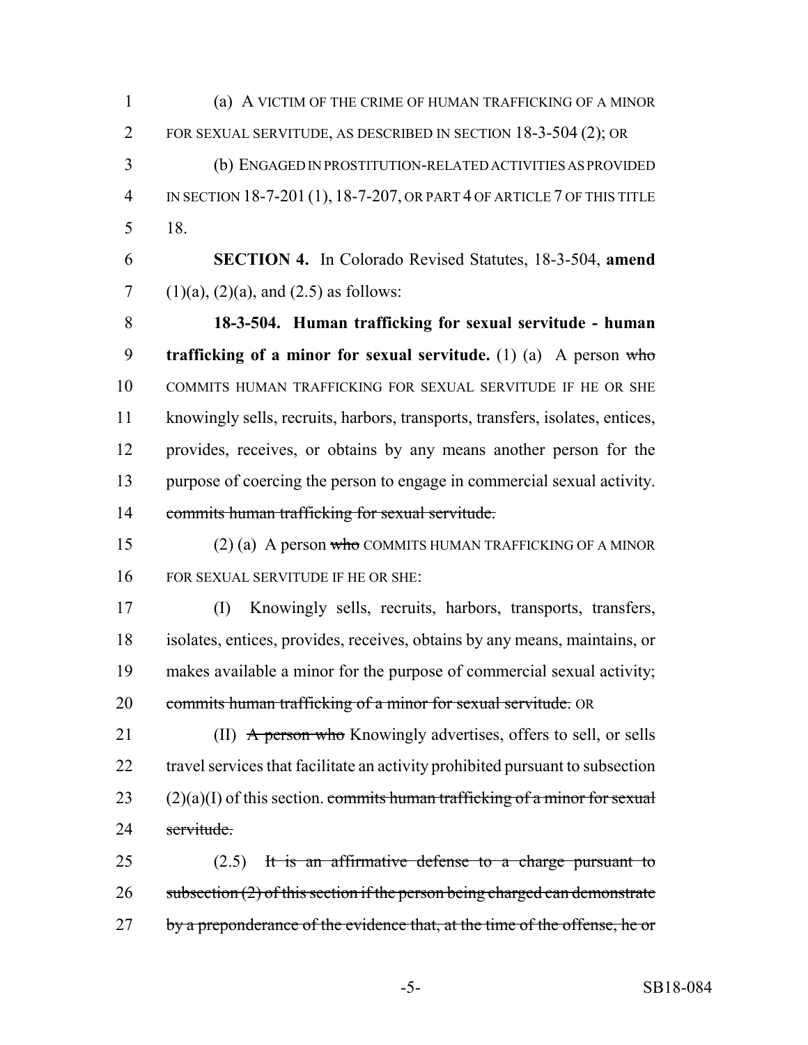(a) A VICTIM OF THE CRIME OF HUMAN TRAFFICKING OF A MINOR FOR SEXUAL SERVITUDE, AS DESCRIBED IN SECTION 18-3-504 (2); OR

(b) ENGAGED IN PROSTITUTION-RELATED ACTIVITIES AS PROVIDED IN SECTION 18-7-201 (1), 18-7-207, OR PART 4 OF ARTICLE 7 OF THIS TITLE 18.

**SECTION 4.** In Colorado Revised Statutes, 18-3-504, **amend** (1)(a), (2)(a), and (2.5) as follows:

**18-3-504. Human trafficking for sexual servitude - human trafficking of a minor for sexual servitude.** (1) (a) A person ~~who~~ COMMITS HUMAN TRAFFICKING FOR SEXUAL SERVITUDE IF HE OR SHE knowingly sells, recruits, harbors, transports, transfers, isolates, entices, provides, receives, or obtains by any means another person for the purpose of coercing the person to engage in commercial sexual activity. ~~commits human trafficking for sexual servitude.~~

(2) (a) A person ~~who~~ COMMITS HUMAN TRAFFICKING OF A MINOR FOR SEXUAL SERVITUDE IF HE OR SHE:

(I) Knowingly sells, recruits, harbors, transports, transfers, isolates, entices, provides, receives, obtains by any means, maintains, or makes available a minor for the purpose of commercial sexual activity; ~~commits human trafficking of a minor for sexual servitude.~~ OR

(II) ~~A person who~~ Knowingly advertises, offers to sell, or sells travel services that facilitate an activity prohibited pursuant to subsection (2)(a)(I) of this section. ~~commits human trafficking of a minor for sexual servitude.~~

(2.5) ~~It is an affirmative defense to a charge pursuant to subsection (2) of this section if the person being charged can demonstrate by a preponderance of the evidence that, at the time of the offense, he or~~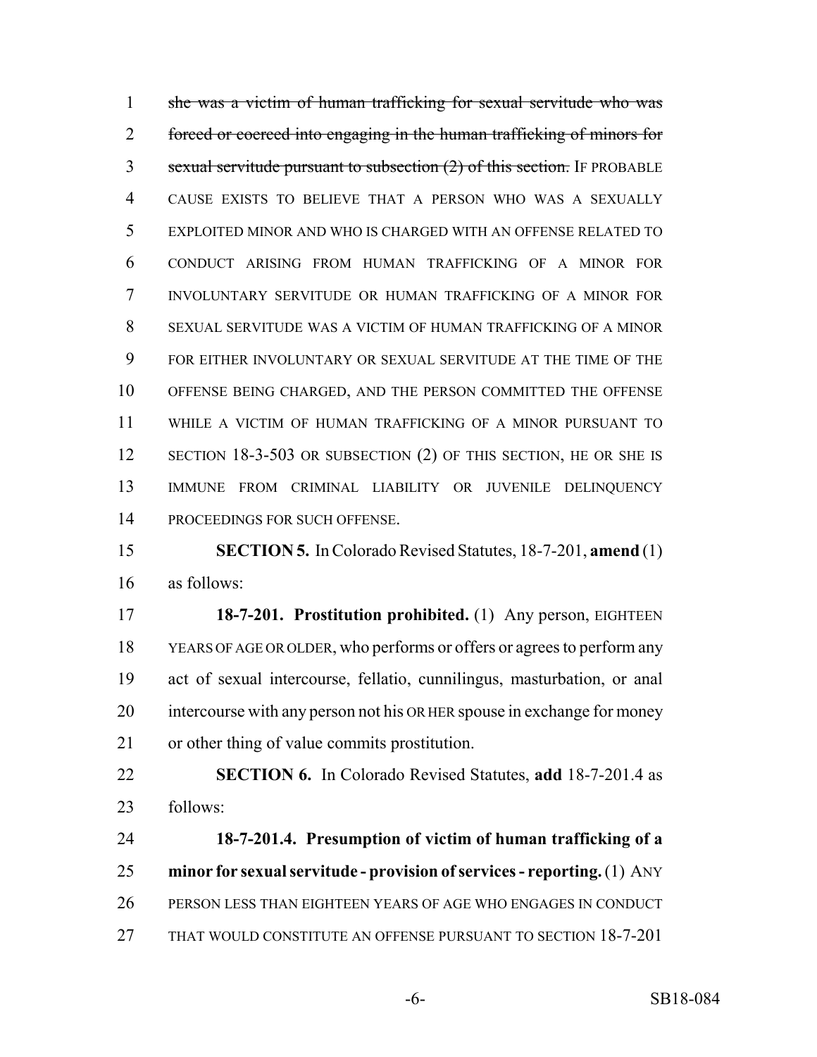~~she was a victim of human trafficking for sexual servitude who was forced or coerced into engaging in the human trafficking of minors for sexual servitude pursuant to subsection (2) of this section.~~ IF PROBABLE CAUSE EXISTS TO BELIEVE THAT A PERSON WHO WAS A SEXUALLY EXPLOITED MINOR AND WHO IS CHARGED WITH AN OFFENSE RELATED TO CONDUCT ARISING FROM HUMAN TRAFFICKING OF A MINOR FOR INVOLUNTARY SERVITUDE OR HUMAN TRAFFICKING OF A MINOR FOR SEXUAL SERVITUDE WAS A VICTIM OF HUMAN TRAFFICKING OF A MINOR FOR EITHER INVOLUNTARY OR SEXUAL SERVITUDE AT THE TIME OF THE OFFENSE BEING CHARGED, AND THE PERSON COMMITTED THE OFFENSE WHILE A VICTIM OF HUMAN TRAFFICKING OF A MINOR PURSUANT TO SECTION 18-3-503 OR SUBSECTION (2) OF THIS SECTION, HE OR SHE IS IMMUNE FROM CRIMINAL LIABILITY OR JUVENILE DELINQUENCY PROCEEDINGS FOR SUCH OFFENSE.

**SECTION 5.** In Colorado Revised Statutes, 18-7-201, **amend** (1) as follows:

**18-7-201. Prostitution prohibited.** (1) Any person, EIGHTEEN YEARS OF AGE OR OLDER, who performs or offers or agrees to perform any act of sexual intercourse, fellatio, cunnilingus, masturbation, or anal intercourse with any person not his OR HER spouse in exchange for money or other thing of value commits prostitution.

**SECTION 6.** In Colorado Revised Statutes, **add** 18-7-201.4 as follows:

**18-7-201.4. Presumption of victim of human trafficking of a minor for sexual servitude - provision of services - reporting.** (1) ANY PERSON LESS THAN EIGHTEEN YEARS OF AGE WHO ENGAGES IN CONDUCT THAT WOULD CONSTITUTE AN OFFENSE PURSUANT TO SECTION 18-7-201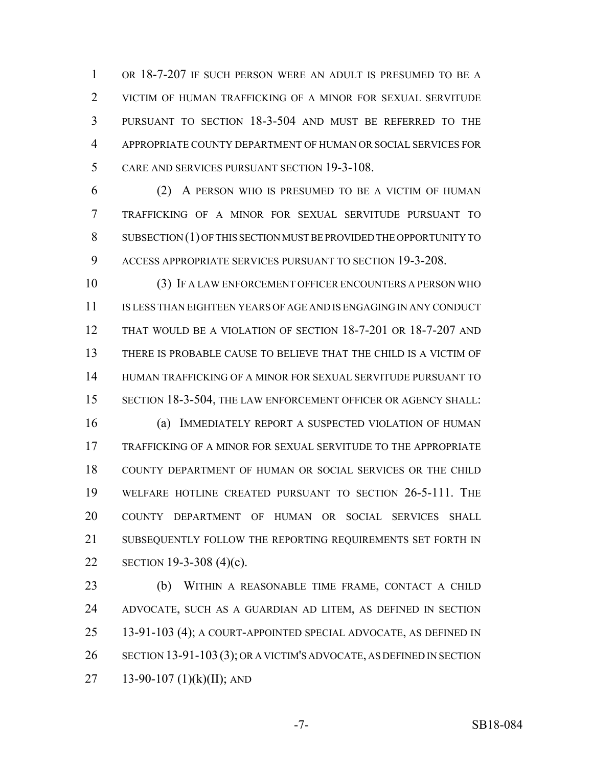OR 18-7-207 IF SUCH PERSON WERE AN ADULT IS PRESUMED TO BE A VICTIM OF HUMAN TRAFFICKING OF A MINOR FOR SEXUAL SERVITUDE PURSUANT TO SECTION 18-3-504 AND MUST BE REFERRED TO THE APPROPRIATE COUNTY DEPARTMENT OF HUMAN OR SOCIAL SERVICES FOR CARE AND SERVICES PURSUANT SECTION 19-3-108.

(2) A PERSON WHO IS PRESUMED TO BE A VICTIM OF HUMAN TRAFFICKING OF A MINOR FOR SEXUAL SERVITUDE PURSUANT TO SUBSECTION (1) OF THIS SECTION MUST BE PROVIDED THE OPPORTUNITY TO ACCESS APPROPRIATE SERVICES PURSUANT TO SECTION 19-3-208.

(3) IF A LAW ENFORCEMENT OFFICER ENCOUNTERS A PERSON WHO IS LESS THAN EIGHTEEN YEARS OF AGE AND IS ENGAGING IN ANY CONDUCT THAT WOULD BE A VIOLATION OF SECTION 18-7-201 OR 18-7-207 AND THERE IS PROBABLE CAUSE TO BELIEVE THAT THE CHILD IS A VICTIM OF HUMAN TRAFFICKING OF A MINOR FOR SEXUAL SERVITUDE PURSUANT TO SECTION 18-3-504, THE LAW ENFORCEMENT OFFICER OR AGENCY SHALL:

(a) IMMEDIATELY REPORT A SUSPECTED VIOLATION OF HUMAN TRAFFICKING OF A MINOR FOR SEXUAL SERVITUDE TO THE APPROPRIATE COUNTY DEPARTMENT OF HUMAN OR SOCIAL SERVICES OR THE CHILD WELFARE HOTLINE CREATED PURSUANT TO SECTION 26-5-111. THE COUNTY DEPARTMENT OF HUMAN OR SOCIAL SERVICES SHALL SUBSEQUENTLY FOLLOW THE REPORTING REQUIREMENTS SET FORTH IN SECTION 19-3-308 (4)(c).

(b) WITHIN A REASONABLE TIME FRAME, CONTACT A CHILD ADVOCATE, SUCH AS A GUARDIAN AD LITEM, AS DEFINED IN SECTION 13-91-103 (4); A COURT-APPOINTED SPECIAL ADVOCATE, AS DEFINED IN SECTION 13-91-103 (3); OR A VICTIM'S ADVOCATE, AS DEFINED IN SECTION 13-90-107 (1)(k)(II); AND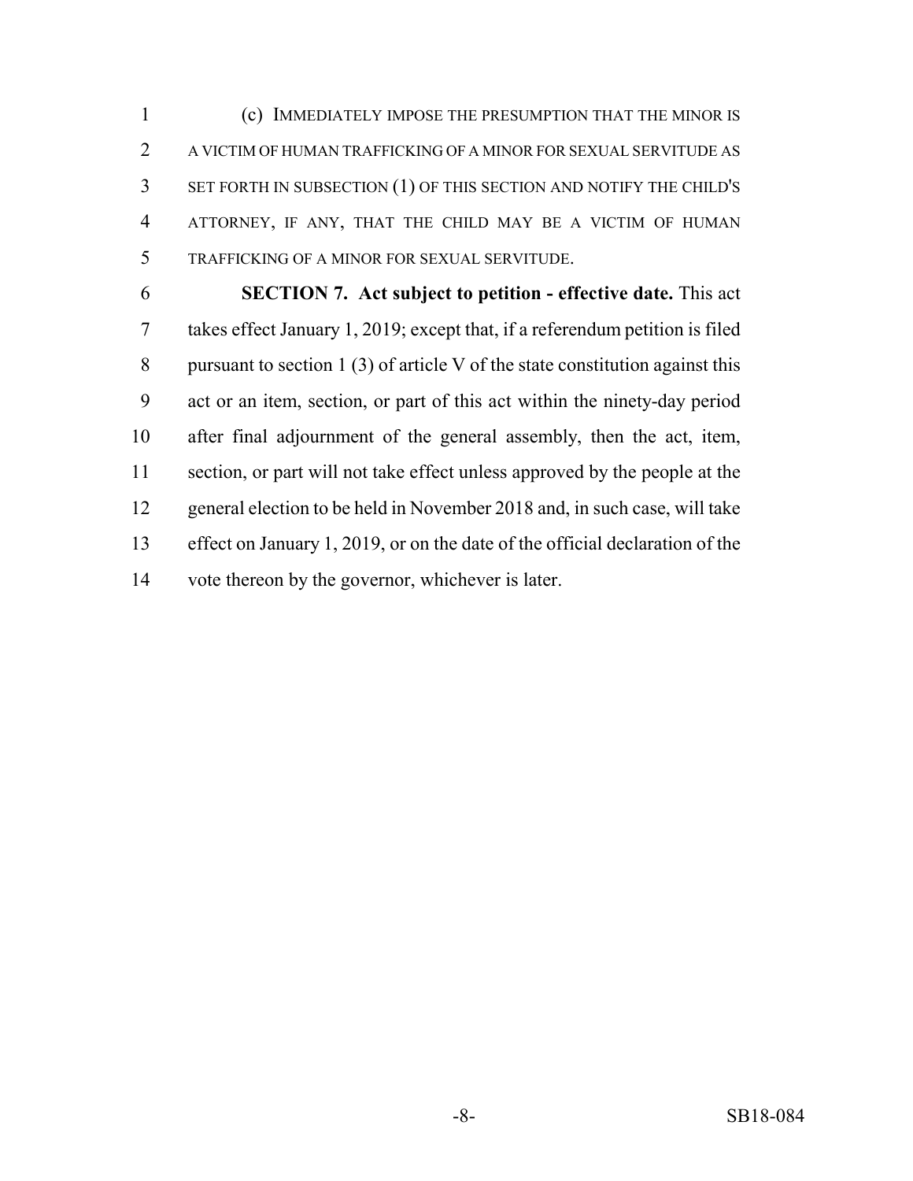(c) IMMEDIATELY IMPOSE THE PRESUMPTION THAT THE MINOR IS A VICTIM OF HUMAN TRAFFICKING OF A MINOR FOR SEXUAL SERVITUDE AS SET FORTH IN SUBSECTION (1) OF THIS SECTION AND NOTIFY THE CHILD'S ATTORNEY, IF ANY, THAT THE CHILD MAY BE A VICTIM OF HUMAN TRAFFICKING OF A MINOR FOR SEXUAL SERVITUDE.

**SECTION 7. Act subject to petition - effective date.** This act takes effect January 1, 2019; except that, if a referendum petition is filed pursuant to section 1 (3) of article V of the state constitution against this act or an item, section, or part of this act within the ninety-day period after final adjournment of the general assembly, then the act, item, section, or part will not take effect unless approved by the people at the general election to be held in November 2018 and, in such case, will take effect on January 1, 2019, or on the date of the official declaration of the vote thereon by the governor, whichever is later.